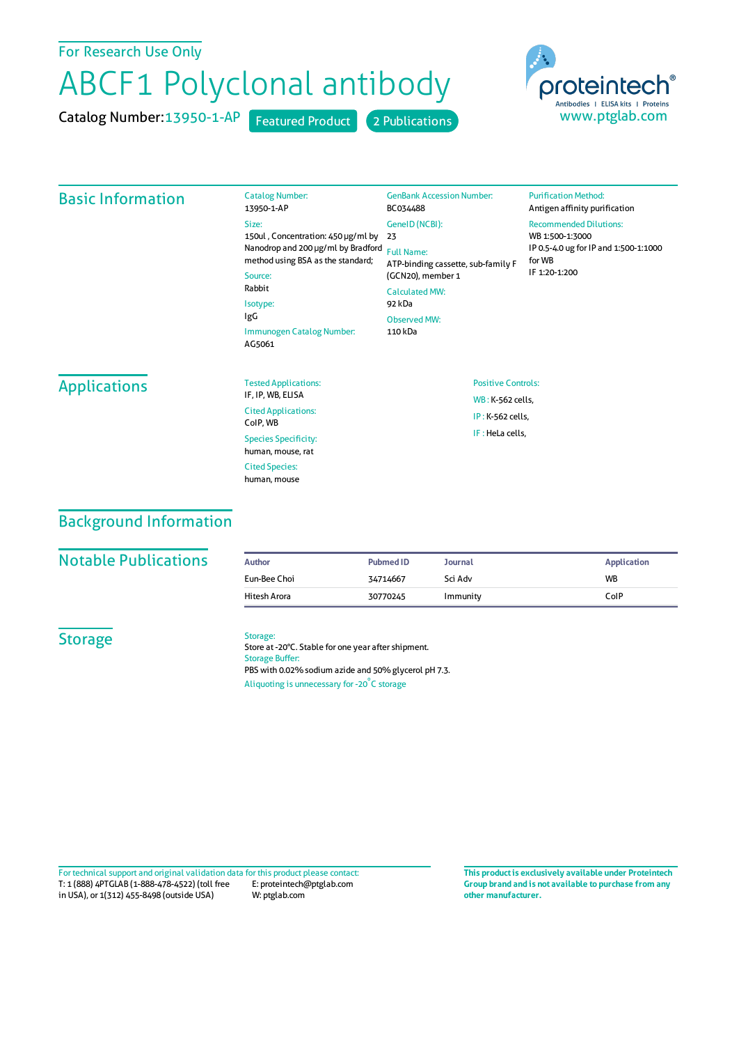For Research Use Only

# ABCF1 Polyclonal antibody

Catalog Number: 13950-1-AP   Featured Product   2 Publications

proteintech®
Antibodies | ELISA kits | Proteins
www.ptglab.com

## Basic Information

Catalog Number:
13950-1-AP

Size:
150ul , Concentration: 450 μg/ml by Nanodrop and 200 μg/ml by Bradford method using BSA as the standard;

Source:
Rabbit

Isotype:
IgG

Immunogen Catalog Number:
AG5061

GenBank Accession Number:
BC034488

GeneID (NCBI):
23

Full Name:
ATP-binding cassette, sub-family F (GCN20), member 1

Calculated MW:
92 kDa

Observed MW:
110 kDa

Purification Method:
Antigen affinity purification

Recommended Dilutions:
WB 1:500-1:3000
IP 0.5-4.0 ug for IP and 1:500-1:1000 for WB
IF 1:20-1:200

## Applications

Tested Applications:
IF, IP, WB, ELISA

Cited Applications:
CoIP, WB

Species Specificity:
human, mouse, rat

Cited Species:
human, mouse

Positive Controls:

WB : K-562 cells,

IP : K-562 cells,

IF : HeLa cells,

## Background Information

## Notable Publications

| Author | Pubmed ID | Journal | Application |
|---|---|---|---|
| Eun-Bee Choi | 34714667 | Sci Adv | WB |
| Hitesh Arora | 30770245 | Immunity | CoIP |

## Storage

Storage:
Store at -20°C. Stable for one year after shipment.

Storage Buffer:
PBS with 0.02% sodium azide and 50% glycerol pH 7.3.

Aliquoting is unnecessary for -20°C storage

For technical support and original validation data for this product please contact:
T: 1 (888) 4PTGLAB (1-888-478-4522) (toll free in USA), or 1(312) 455-8498 (outside USA)
E: proteintech@ptglab.com
W: ptglab.com

**This product is exclusively available under Proteintech Group brand and is not available to purchase from any other manufacturer.**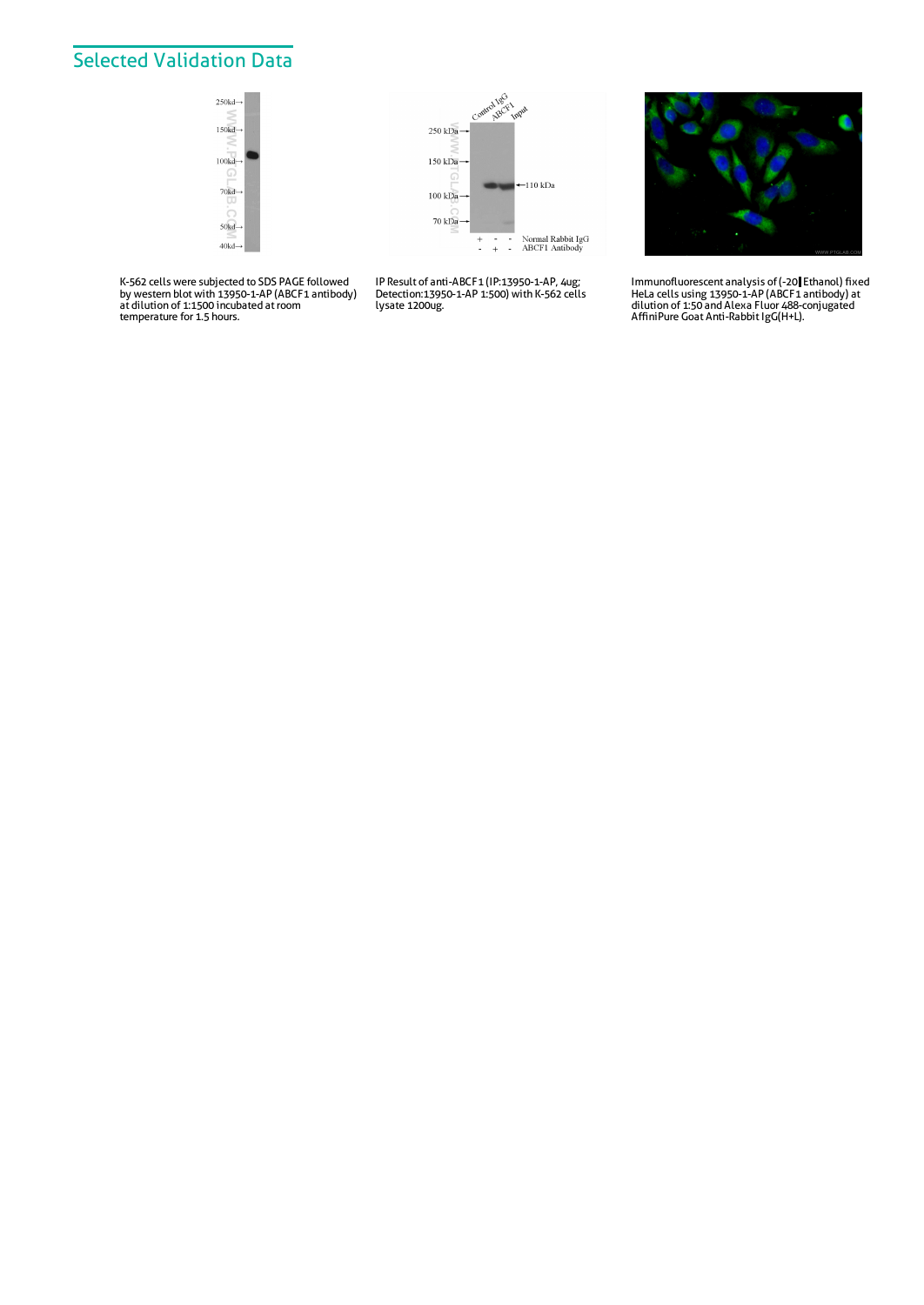## Selected Validation Data

250kd→
150kd→
100kd→
70kd→
50kd→
40kd→

K-562 cells were subjected to SDS PAGE followed by western blot with 13950-1-AP (ABCF1 antibody) at dilution of 1:1500 incubated at room temperature for 1.5 hours.

Control IgG
ABCF1
Input
250 kDa→
150 kDa→
100 kDa→
70 kDa→
←110 kDa
\+ - - Normal Rabbit IgG
\- + - ABCF1 Antibody

IP Result of anti-ABCF1 (IP:13950-1-AP, 4ug; Detection:13950-1-AP 1:500) with K-562 cells lysate 1200ug.

Immunofluorescent analysis of (-20 Ethanol) fixed HeLa cells using 13950-1-AP (ABCF1 antibody) at dilution of 1:50 and Alexa Fluor 488-conjugated AffiniPure Goat Anti-Rabbit IgG(H+L).